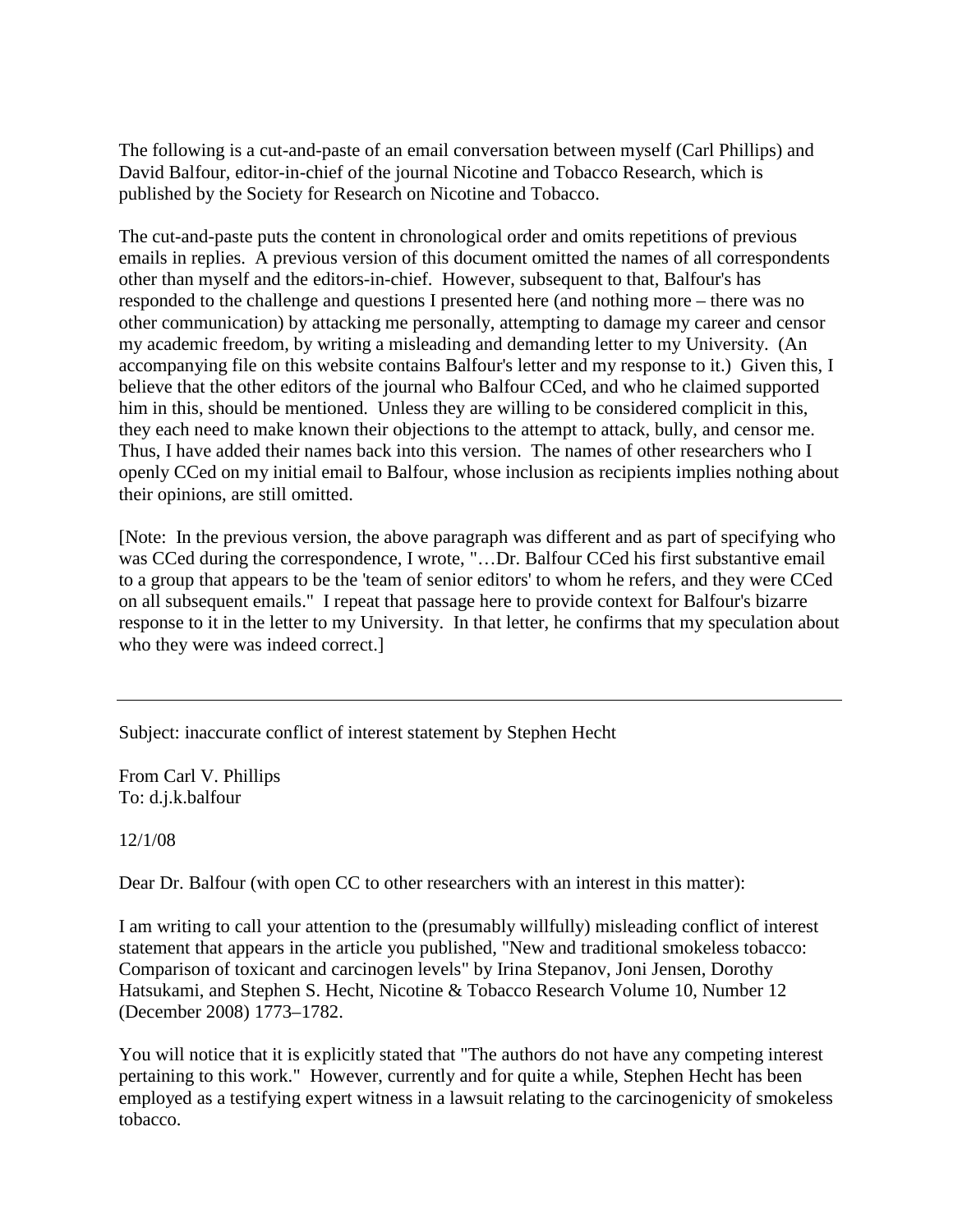The following is a cut-and-paste of an email conversation between myself (Carl Phillips) and David Balfour, editor-in-chief of the journal Nicotine and Tobacco Research, which is published by the Society for Research on Nicotine and Tobacco.

The cut-and-paste puts the content in chronological order and omits repetitions of previous emails in replies. A previous version of this document omitted the names of all correspondents other than myself and the editors-in-chief. However, subsequent to that, Balfour's has responded to the challenge and questions I presented here (and nothing more – there was no other communication) by attacking me personally, attempting to damage my career and censor my academic freedom, by writing a misleading and demanding letter to my University. (An accompanying file on this website contains Balfour's letter and my response to it.) Given this, I believe that the other editors of the journal who Balfour CCed, and who he claimed supported him in this, should be mentioned. Unless they are willing to be considered complicit in this, they each need to make known their objections to the attempt to attack, bully, and censor me. Thus, I have added their names back into this version. The names of other researchers who I openly CCed on my initial email to Balfour, whose inclusion as recipients implies nothing about their opinions, are still omitted.

[Note: In the previous version, the above paragraph was different and as part of specifying who was CCed during the correspondence, I wrote, "…Dr. Balfour CCed his first substantive email to a group that appears to be the 'team of senior editors' to whom he refers, and they were CCed on all subsequent emails." I repeat that passage here to provide context for Balfour's bizarre response to it in the letter to my University. In that letter, he confirms that my speculation about who they were was indeed correct.]

---

Subject: inaccurate conflict of interest statement by Stephen Hecht

From Carl V. Phillips
To: d.j.k.balfour

12/1/08

Dear Dr. Balfour (with open CC to other researchers with an interest in this matter):

I am writing to call your attention to the (presumably willfully) misleading conflict of interest statement that appears in the article you published, "New and traditional smokeless tobacco: Comparison of toxicant and carcinogen levels" by Irina Stepanov, Joni Jensen, Dorothy Hatsukami, and Stephen S. Hecht, Nicotine & Tobacco Research Volume 10, Number 12 (December 2008) 1773–1782.

You will notice that it is explicitly stated that "The authors do not have any competing interest pertaining to this work." However, currently and for quite a while, Stephen Hecht has been employed as a testifying expert witness in a lawsuit relating to the carcinogenicity of smokeless tobacco.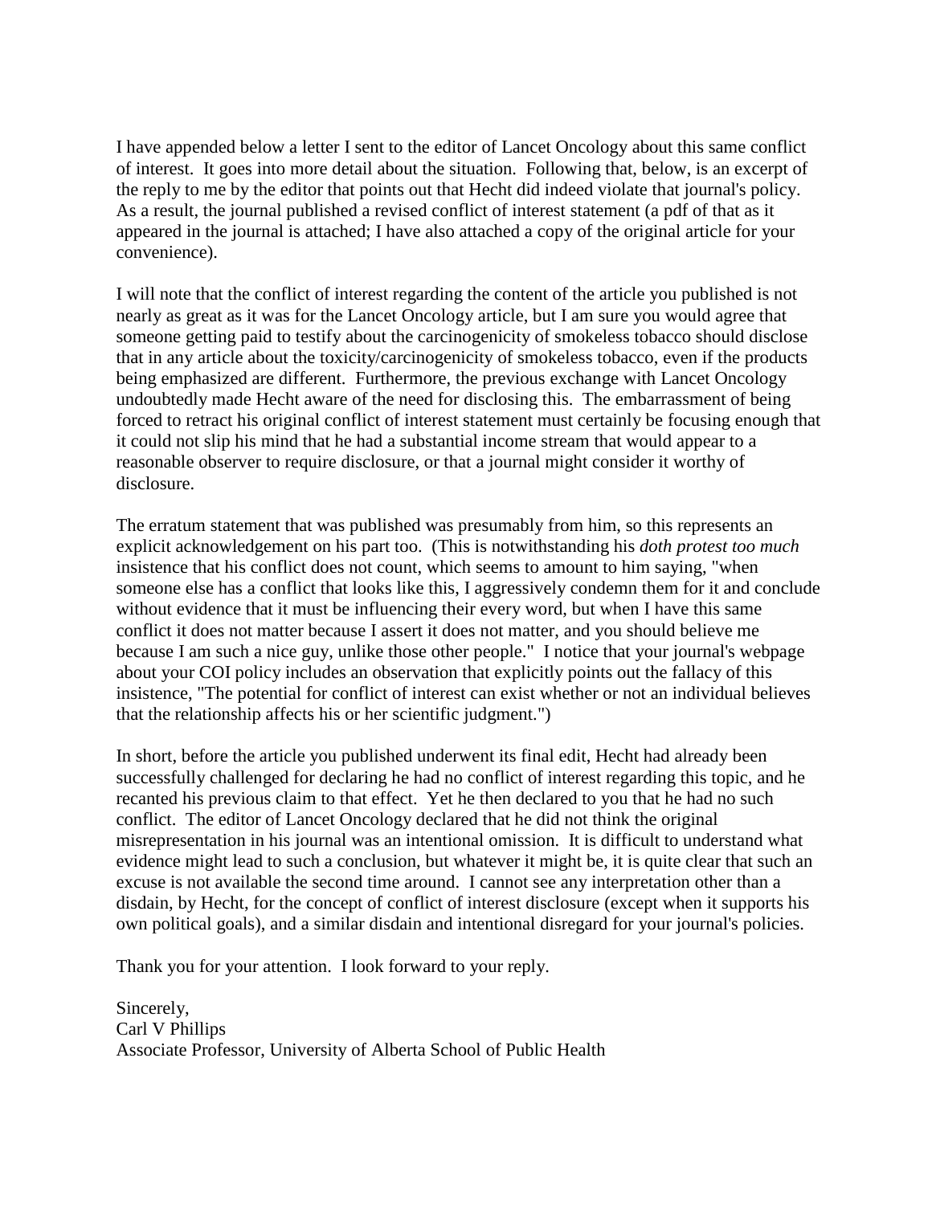I have appended below a letter I sent to the editor of Lancet Oncology about this same conflict of interest. It goes into more detail about the situation. Following that, below, is an excerpt of the reply to me by the editor that points out that Hecht did indeed violate that journal's policy. As a result, the journal published a revised conflict of interest statement (a pdf of that as it appeared in the journal is attached; I have also attached a copy of the original article for your convenience).

I will note that the conflict of interest regarding the content of the article you published is not nearly as great as it was for the Lancet Oncology article, but I am sure you would agree that someone getting paid to testify about the carcinogenicity of smokeless tobacco should disclose that in any article about the toxicity/carcinogenicity of smokeless tobacco, even if the products being emphasized are different. Furthermore, the previous exchange with Lancet Oncology undoubtedly made Hecht aware of the need for disclosing this. The embarrassment of being forced to retract his original conflict of interest statement must certainly be focusing enough that it could not slip his mind that he had a substantial income stream that would appear to a reasonable observer to require disclosure, or that a journal might consider it worthy of disclosure.

The erratum statement that was published was presumably from him, so this represents an explicit acknowledgement on his part too. (This is notwithstanding his *doth protest too much* insistence that his conflict does not count, which seems to amount to him saying, "when someone else has a conflict that looks like this, I aggressively condemn them for it and conclude without evidence that it must be influencing their every word, but when I have this same conflict it does not matter because I assert it does not matter, and you should believe me because I am such a nice guy, unlike those other people." I notice that your journal's webpage about your COI policy includes an observation that explicitly points out the fallacy of this insistence, "The potential for conflict of interest can exist whether or not an individual believes that the relationship affects his or her scientific judgment.")

In short, before the article you published underwent its final edit, Hecht had already been successfully challenged for declaring he had no conflict of interest regarding this topic, and he recanted his previous claim to that effect. Yet he then declared to you that he had no such conflict. The editor of Lancet Oncology declared that he did not think the original misrepresentation in his journal was an intentional omission. It is difficult to understand what evidence might lead to such a conclusion, but whatever it might be, it is quite clear that such an excuse is not available the second time around. I cannot see any interpretation other than a disdain, by Hecht, for the concept of conflict of interest disclosure (except when it supports his own political goals), and a similar disdain and intentional disregard for your journal's policies.

Thank you for your attention. I look forward to your reply.

Sincerely,
Carl V Phillips
Associate Professor, University of Alberta School of Public Health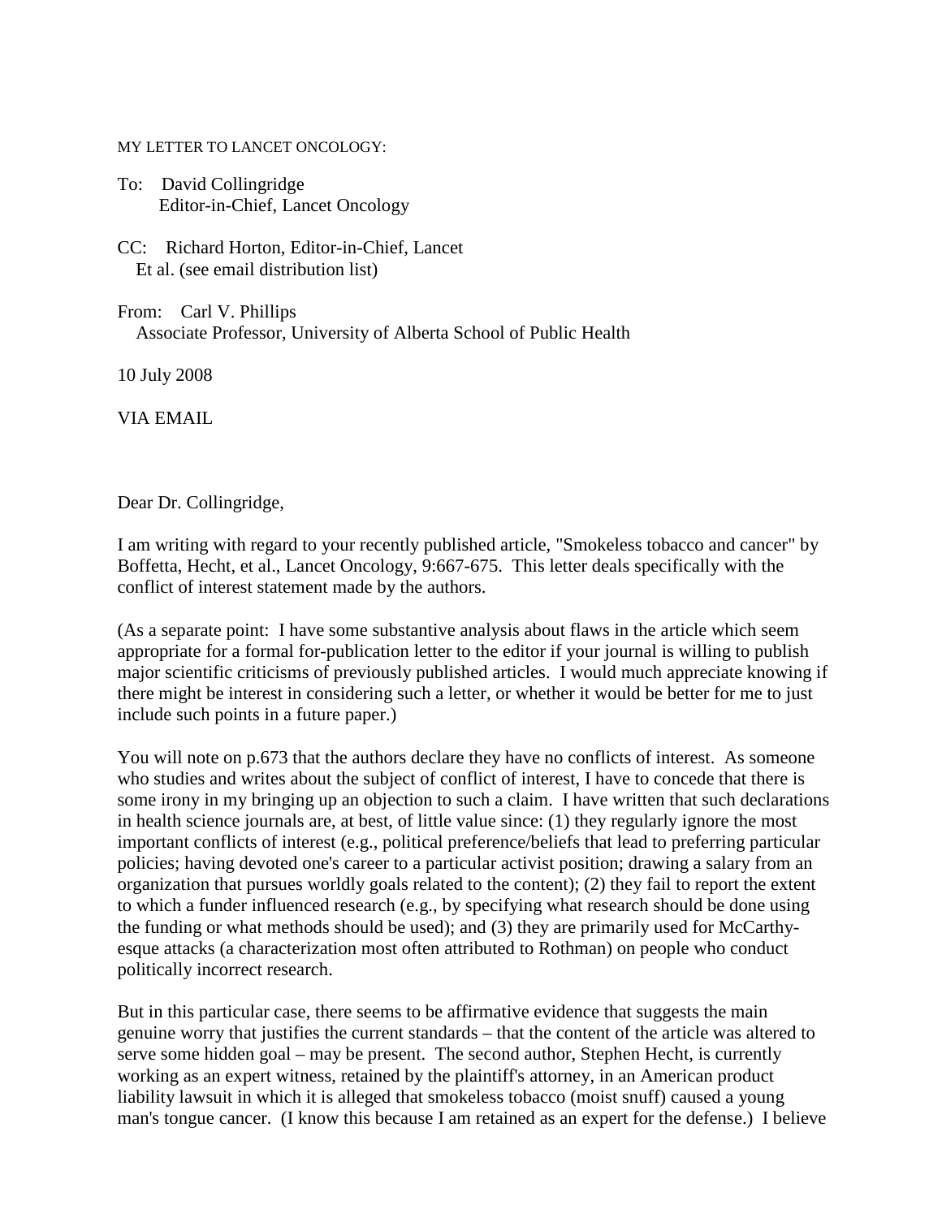MY LETTER TO LANCET ONCOLOGY:

To: David Collingridge
Editor-in-Chief, Lancet Oncology

CC: Richard Horton, Editor-in-Chief, Lancet
Et al. (see email distribution list)

From: Carl V. Phillips
Associate Professor, University of Alberta School of Public Health

10 July 2008

VIA EMAIL

Dear Dr. Collingridge,

I am writing with regard to your recently published article, "Smokeless tobacco and cancer" by Boffetta, Hecht, et al., Lancet Oncology, 9:667-675. This letter deals specifically with the conflict of interest statement made by the authors.

(As a separate point: I have some substantive analysis about flaws in the article which seem appropriate for a formal for-publication letter to the editor if your journal is willing to publish major scientific criticisms of previously published articles. I would much appreciate knowing if there might be interest in considering such a letter, or whether it would be better for me to just include such points in a future paper.)

You will note on p.673 that the authors declare they have no conflicts of interest. As someone who studies and writes about the subject of conflict of interest, I have to concede that there is some irony in my bringing up an objection to such a claim. I have written that such declarations in health science journals are, at best, of little value since: (1) they regularly ignore the most important conflicts of interest (e.g., political preference/beliefs that lead to preferring particular policies; having devoted one's career to a particular activist position; drawing a salary from an organization that pursues worldly goals related to the content); (2) they fail to report the extent to which a funder influenced research (e.g., by specifying what research should be done using the funding or what methods should be used); and (3) they are primarily used for McCarthy-esque attacks (a characterization most often attributed to Rothman) on people who conduct politically incorrect research.

But in this particular case, there seems to be affirmative evidence that suggests the main genuine worry that justifies the current standards – that the content of the article was altered to serve some hidden goal – may be present. The second author, Stephen Hecht, is currently working as an expert witness, retained by the plaintiff's attorney, in an American product liability lawsuit in which it is alleged that smokeless tobacco (moist snuff) caused a young man's tongue cancer. (I know this because I am retained as an expert for the defense.) I believe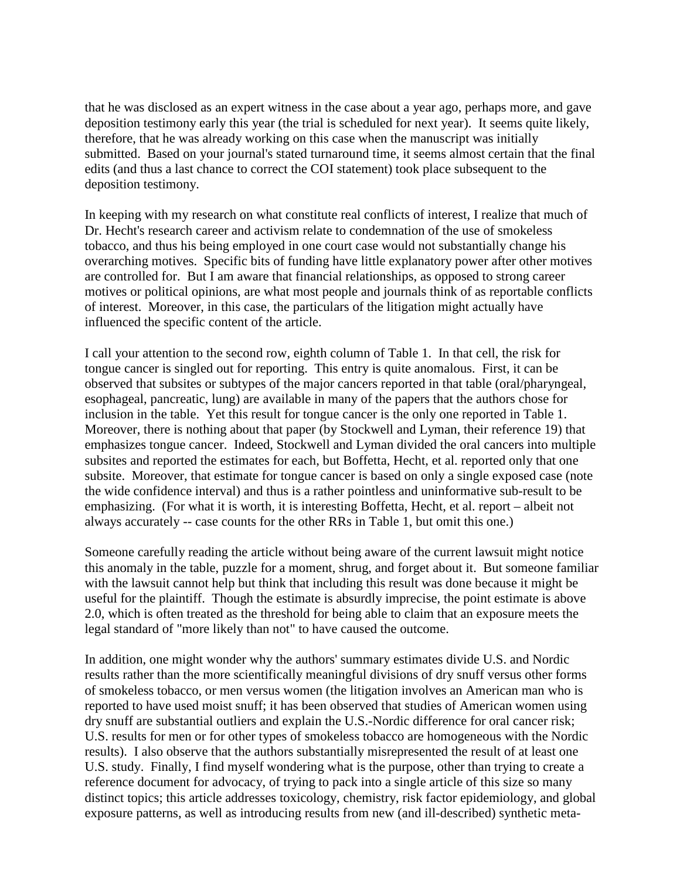that he was disclosed as an expert witness in the case about a year ago, perhaps more, and gave deposition testimony early this year (the trial is scheduled for next year). It seems quite likely, therefore, that he was already working on this case when the manuscript was initially submitted. Based on your journal's stated turnaround time, it seems almost certain that the final edits (and thus a last chance to correct the COI statement) took place subsequent to the deposition testimony.

In keeping with my research on what constitute real conflicts of interest, I realize that much of Dr. Hecht's research career and activism relate to condemnation of the use of smokeless tobacco, and thus his being employed in one court case would not substantially change his overarching motives. Specific bits of funding have little explanatory power after other motives are controlled for. But I am aware that financial relationships, as opposed to strong career motives or political opinions, are what most people and journals think of as reportable conflicts of interest. Moreover, in this case, the particulars of the litigation might actually have influenced the specific content of the article.

I call your attention to the second row, eighth column of Table 1. In that cell, the risk for tongue cancer is singled out for reporting. This entry is quite anomalous. First, it can be observed that subsites or subtypes of the major cancers reported in that table (oral/pharyngeal, esophageal, pancreatic, lung) are available in many of the papers that the authors chose for inclusion in the table. Yet this result for tongue cancer is the only one reported in Table 1. Moreover, there is nothing about that paper (by Stockwell and Lyman, their reference 19) that emphasizes tongue cancer. Indeed, Stockwell and Lyman divided the oral cancers into multiple subsites and reported the estimates for each, but Boffetta, Hecht, et al. reported only that one subsite. Moreover, that estimate for tongue cancer is based on only a single exposed case (note the wide confidence interval) and thus is a rather pointless and uninformative sub-result to be emphasizing. (For what it is worth, it is interesting Boffetta, Hecht, et al. report – albeit not always accurately -- case counts for the other RRs in Table 1, but omit this one.)

Someone carefully reading the article without being aware of the current lawsuit might notice this anomaly in the table, puzzle for a moment, shrug, and forget about it. But someone familiar with the lawsuit cannot help but think that including this result was done because it might be useful for the plaintiff. Though the estimate is absurdly imprecise, the point estimate is above 2.0, which is often treated as the threshold for being able to claim that an exposure meets the legal standard of "more likely than not" to have caused the outcome.

In addition, one might wonder why the authors' summary estimates divide U.S. and Nordic results rather than the more scientifically meaningful divisions of dry snuff versus other forms of smokeless tobacco, or men versus women (the litigation involves an American man who is reported to have used moist snuff; it has been observed that studies of American women using dry snuff are substantial outliers and explain the U.S.-Nordic difference for oral cancer risk; U.S. results for men or for other types of smokeless tobacco are homogeneous with the Nordic results). I also observe that the authors substantially misrepresented the result of at least one U.S. study. Finally, I find myself wondering what is the purpose, other than trying to create a reference document for advocacy, of trying to pack into a single article of this size so many distinct topics; this article addresses toxicology, chemistry, risk factor epidemiology, and global exposure patterns, as well as introducing results from new (and ill-described) synthetic meta-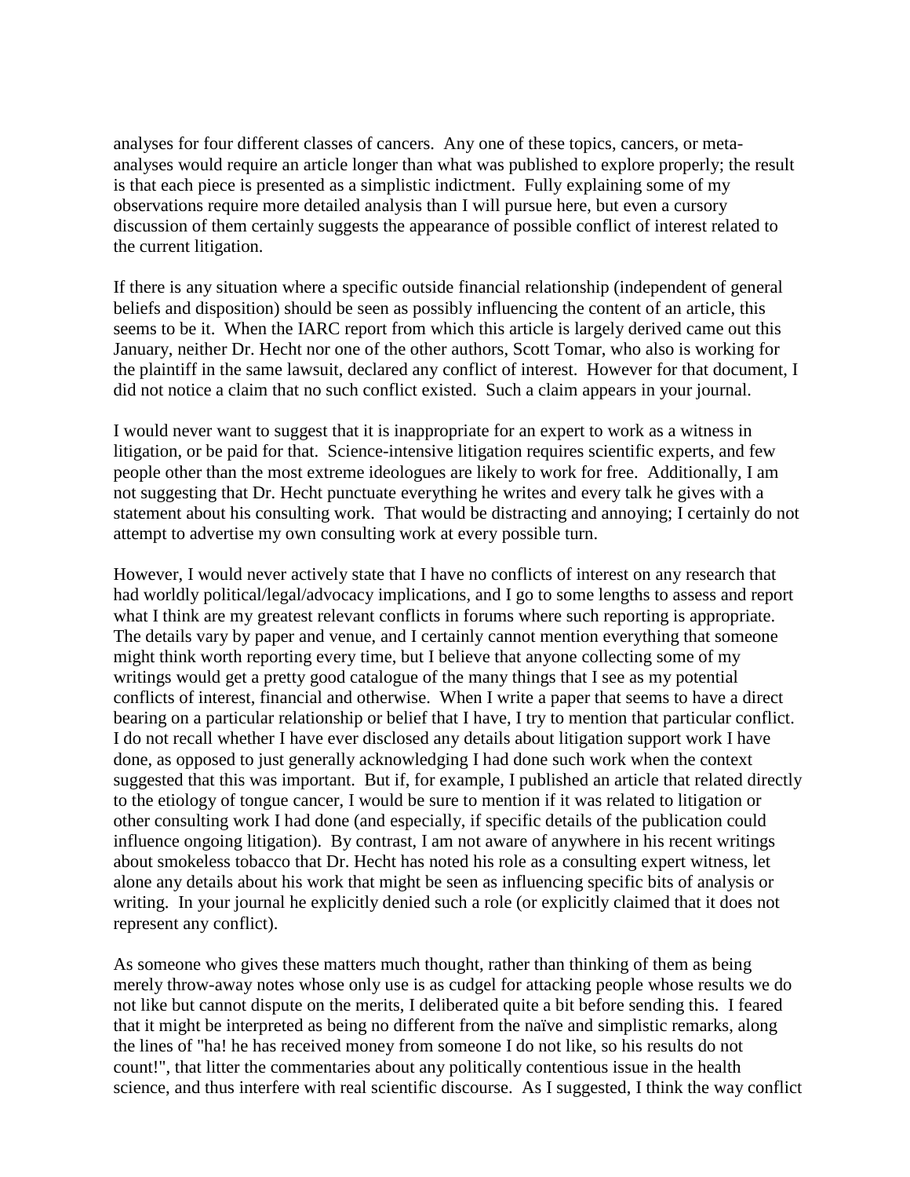analyses for four different classes of cancers. Any one of these topics, cancers, or meta-analyses would require an article longer than what was published to explore properly; the result is that each piece is presented as a simplistic indictment. Fully explaining some of my observations require more detailed analysis than I will pursue here, but even a cursory discussion of them certainly suggests the appearance of possible conflict of interest related to the current litigation.

If there is any situation where a specific outside financial relationship (independent of general beliefs and disposition) should be seen as possibly influencing the content of an article, this seems to be it. When the IARC report from which this article is largely derived came out this January, neither Dr. Hecht nor one of the other authors, Scott Tomar, who also is working for the plaintiff in the same lawsuit, declared any conflict of interest. However for that document, I did not notice a claim that no such conflict existed. Such a claim appears in your journal.

I would never want to suggest that it is inappropriate for an expert to work as a witness in litigation, or be paid for that. Science-intensive litigation requires scientific experts, and few people other than the most extreme ideologues are likely to work for free. Additionally, I am not suggesting that Dr. Hecht punctuate everything he writes and every talk he gives with a statement about his consulting work. That would be distracting and annoying; I certainly do not attempt to advertise my own consulting work at every possible turn.

However, I would never actively state that I have no conflicts of interest on any research that had worldly political/legal/advocacy implications, and I go to some lengths to assess and report what I think are my greatest relevant conflicts in forums where such reporting is appropriate. The details vary by paper and venue, and I certainly cannot mention everything that someone might think worth reporting every time, but I believe that anyone collecting some of my writings would get a pretty good catalogue of the many things that I see as my potential conflicts of interest, financial and otherwise. When I write a paper that seems to have a direct bearing on a particular relationship or belief that I have, I try to mention that particular conflict. I do not recall whether I have ever disclosed any details about litigation support work I have done, as opposed to just generally acknowledging I had done such work when the context suggested that this was important. But if, for example, I published an article that related directly to the etiology of tongue cancer, I would be sure to mention if it was related to litigation or other consulting work I had done (and especially, if specific details of the publication could influence ongoing litigation). By contrast, I am not aware of anywhere in his recent writings about smokeless tobacco that Dr. Hecht has noted his role as a consulting expert witness, let alone any details about his work that might be seen as influencing specific bits of analysis or writing. In your journal he explicitly denied such a role (or explicitly claimed that it does not represent any conflict).

As someone who gives these matters much thought, rather than thinking of them as being merely throw-away notes whose only use is as cudgel for attacking people whose results we do not like but cannot dispute on the merits, I deliberated quite a bit before sending this. I feared that it might be interpreted as being no different from the naïve and simplistic remarks, along the lines of "ha! he has received money from someone I do not like, so his results do not count!", that litter the commentaries about any politically contentious issue in the health science, and thus interfere with real scientific discourse. As I suggested, I think the way conflict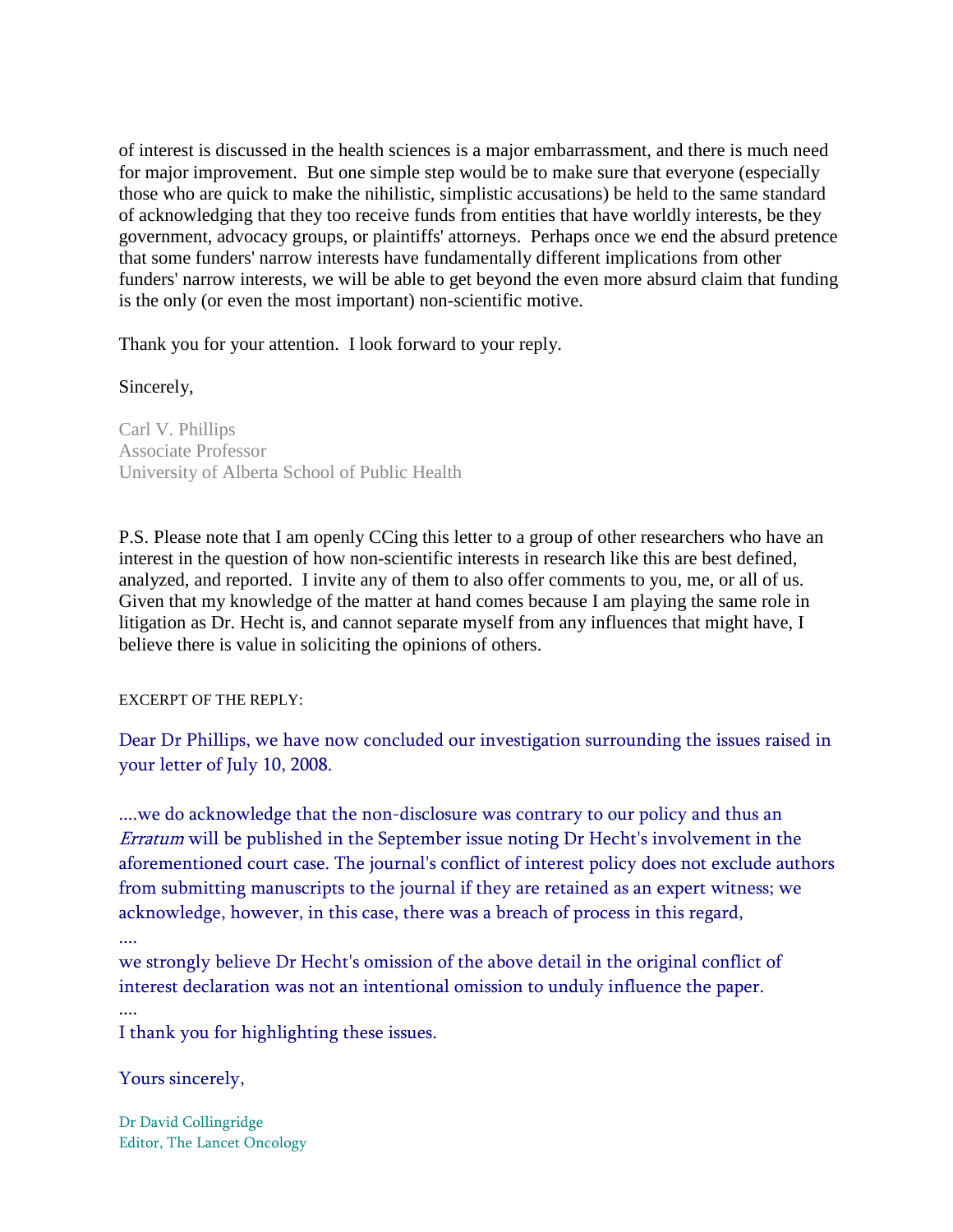of interest is discussed in the health sciences is a major embarrassment, and there is much need for major improvement. But one simple step would be to make sure that everyone (especially those who are quick to make the nihilistic, simplistic accusations) be held to the same standard of acknowledging that they too receive funds from entities that have worldly interests, be they government, advocacy groups, or plaintiffs' attorneys. Perhaps once we end the absurd pretence that some funders' narrow interests have fundamentally different implications from other funders' narrow interests, we will be able to get beyond the even more absurd claim that funding is the only (or even the most important) non-scientific motive.

Thank you for your attention. I look forward to your reply.

Sincerely,

Carl V. Phillips
Associate Professor
University of Alberta School of Public Health

P.S. Please note that I am openly CCing this letter to a group of other researchers who have an interest in the question of how non-scientific interests in research like this are best defined, analyzed, and reported. I invite any of them to also offer comments to you, me, or all of us. Given that my knowledge of the matter at hand comes because I am playing the same role in litigation as Dr. Hecht is, and cannot separate myself from any influences that might have, I believe there is value in soliciting the opinions of others.

EXCERPT OF THE REPLY:

Dear Dr Phillips, we have now concluded our investigation surrounding the issues raised in your letter of July 10, 2008.

....we do acknowledge that the non-disclosure was contrary to our policy and thus an *Erratum* will be published in the September issue noting Dr Hecht's involvement in the aforementioned court case. The journal's conflict of interest policy does not exclude authors from submitting manuscripts to the journal if they are retained as an expert witness; we acknowledge, however, in this case, there was a breach of process in this regard,

....

we strongly believe Dr Hecht's omission of the above detail in the original conflict of interest declaration was not an intentional omission to unduly influence the paper.

....

I thank you for highlighting these issues.

Yours sincerely,

Dr David Collingridge
Editor, The Lancet Oncology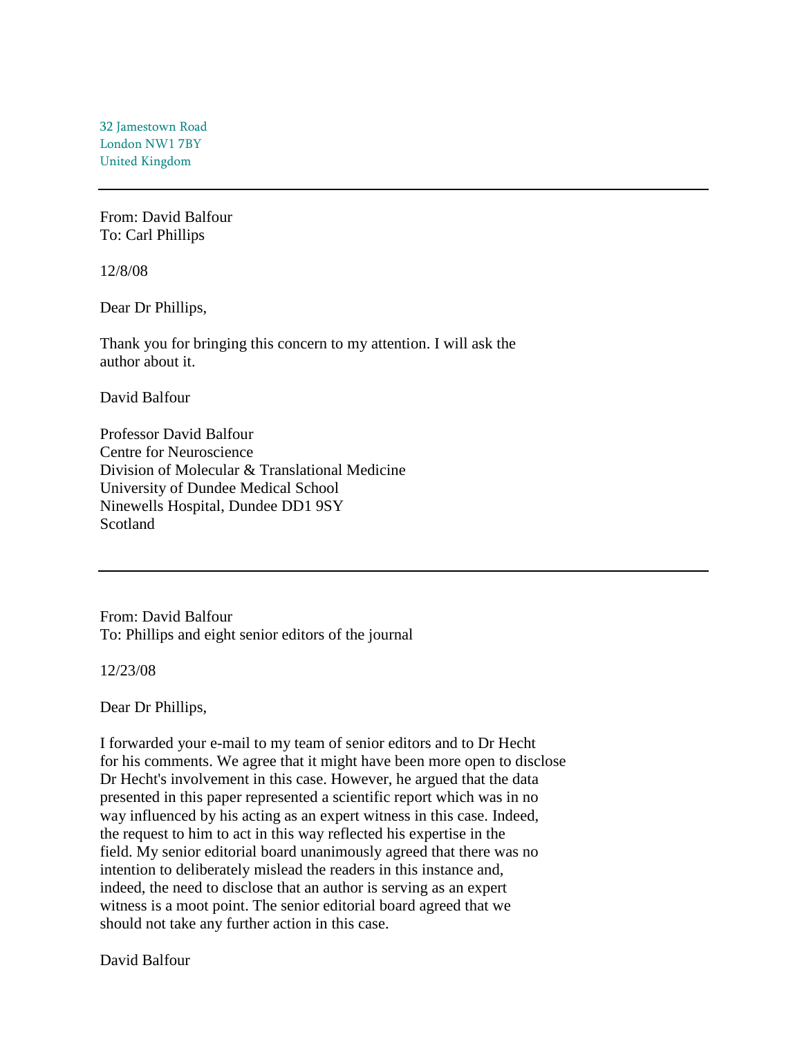32 Jamestown Road
London NW1 7BY
United Kingdom

---

From: David Balfour
To: Carl Phillips

12/8/08

Dear Dr Phillips,

Thank you for bringing this concern to my attention. I will ask the author about it.

David Balfour

Professor David Balfour
Centre for Neuroscience
Division of Molecular & Translational Medicine
University of Dundee Medical School
Ninewells Hospital, Dundee DD1 9SY
Scotland

---

From: David Balfour
To: Phillips and eight senior editors of the journal

12/23/08

Dear Dr Phillips,

I forwarded your e-mail to my team of senior editors and to Dr Hecht for his comments. We agree that it might have been more open to disclose Dr Hecht's involvement in this case. However, he argued that the data presented in this paper represented a scientific report which was in no way influenced by his acting as an expert witness in this case. Indeed, the request to him to act in this way reflected his expertise in the field. My senior editorial board unanimously agreed that there was no intention to deliberately mislead the readers in this instance and, indeed, the need to disclose that an author is serving as an expert witness is a moot point. The senior editorial board agreed that we should not take any further action in this case.

David Balfour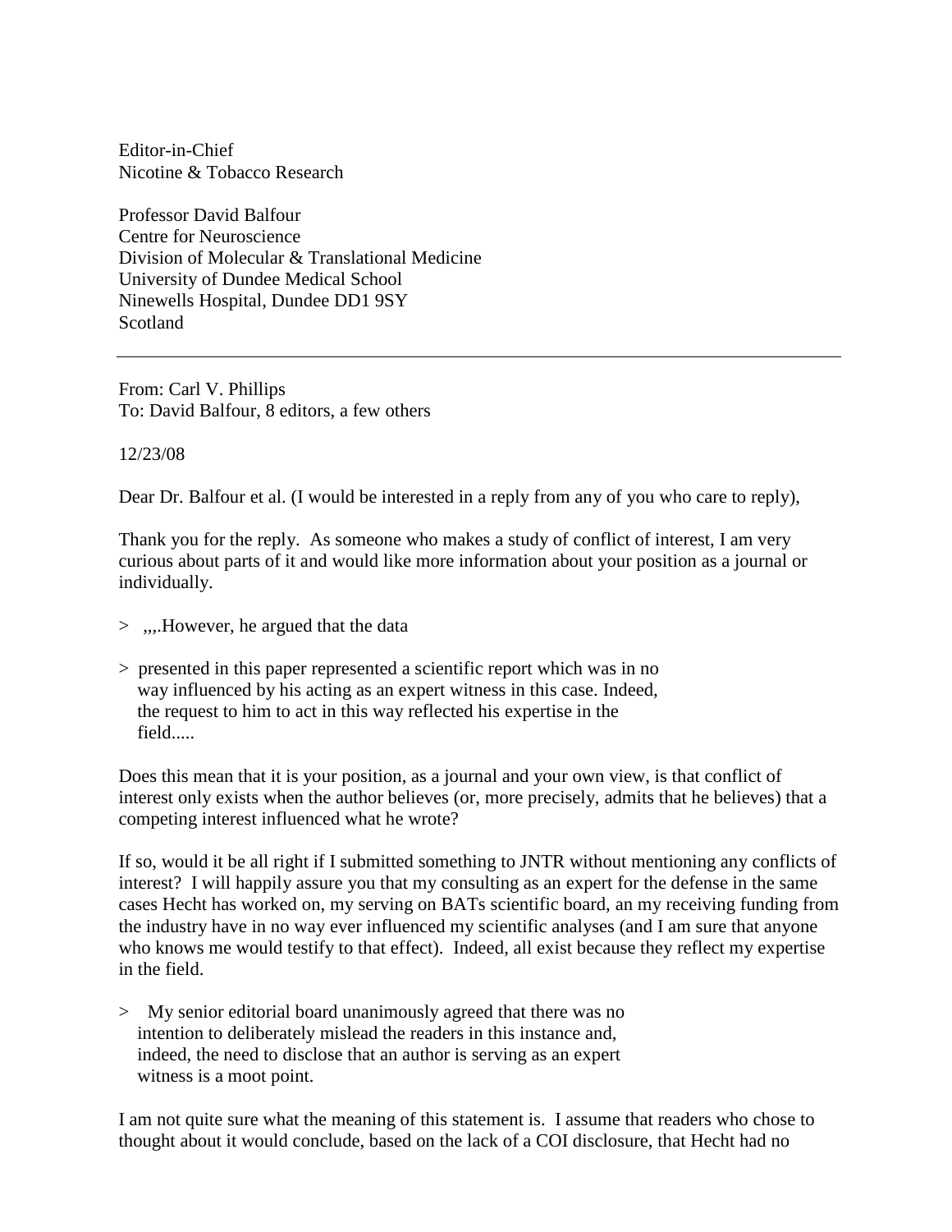Editor-in-Chief
Nicotine & Tobacco Research

Professor David Balfour
Centre for Neuroscience
Division of Molecular & Translational Medicine
University of Dundee Medical School
Ninewells Hospital, Dundee DD1 9SY
Scotland

---

From: Carl V. Phillips
To: David Balfour, 8 editors, a few others

12/23/08

Dear Dr. Balfour et al. (I would be interested in a reply from any of you who care to reply),

Thank you for the reply. As someone who makes a study of conflict of interest, I am very curious about parts of it and would like more information about your position as a journal or individually.

> ,,,.However, he argued that the data

> presented in this paper represented a scientific report which was in no way influenced by his acting as an expert witness in this case. Indeed, the request to him to act in this way reflected his expertise in the field.....

Does this mean that it is your position, as a journal and your own view, is that conflict of interest only exists when the author believes (or, more precisely, admits that he believes) that a competing interest influenced what he wrote?

If so, would it be all right if I submitted something to JNTR without mentioning any conflicts of interest? I will happily assure you that my consulting as an expert for the defense in the same cases Hecht has worked on, my serving on BATs scientific board, an my receiving funding from the industry have in no way ever influenced my scientific analyses (and I am sure that anyone who knows me would testify to that effect). Indeed, all exist because they reflect my expertise in the field.

> My senior editorial board unanimously agreed that there was no intention to deliberately mislead the readers in this instance and, indeed, the need to disclose that an author is serving as an expert witness is a moot point.

I am not quite sure what the meaning of this statement is. I assume that readers who chose to thought about it would conclude, based on the lack of a COI disclosure, that Hecht had no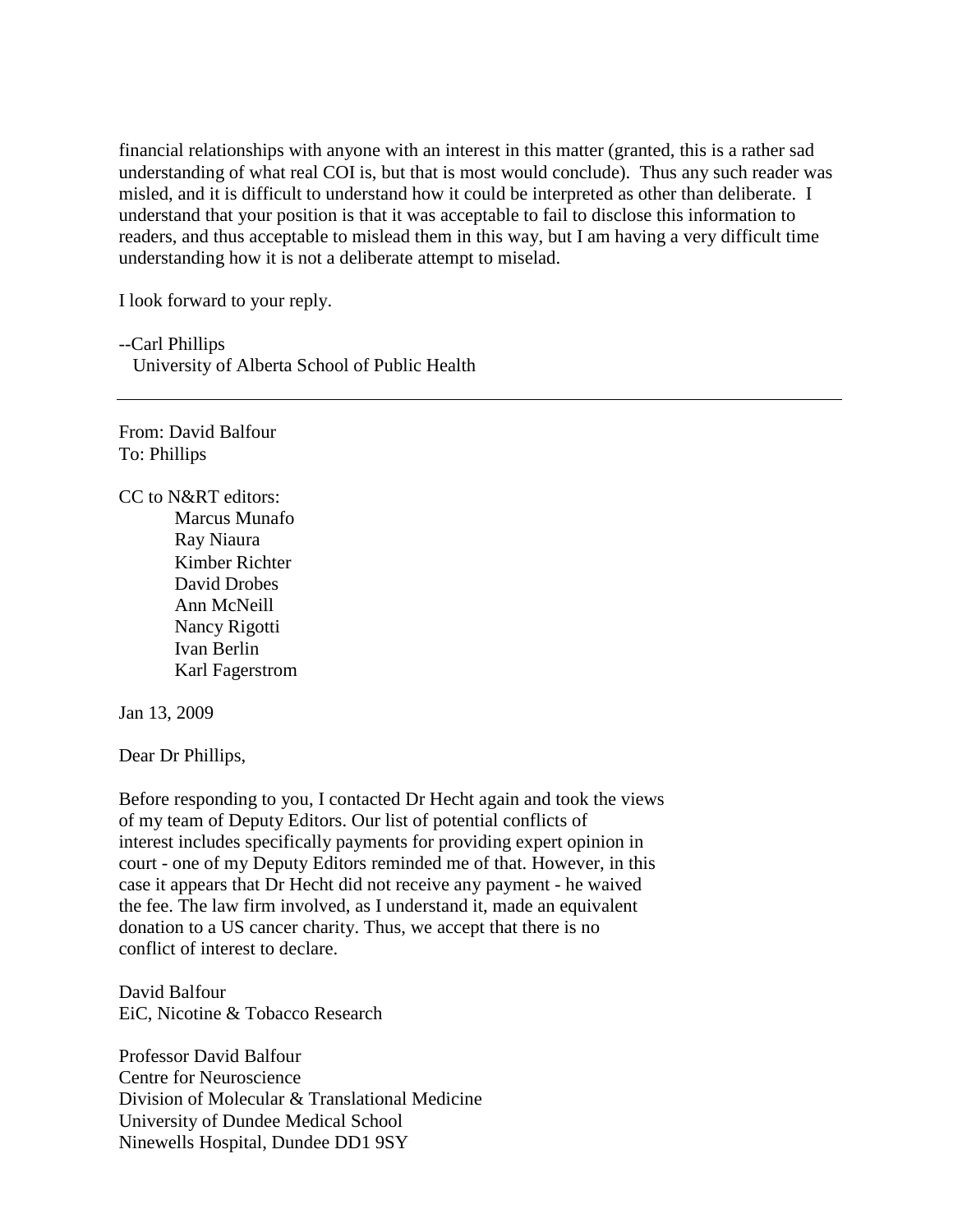financial relationships with anyone with an interest in this matter (granted, this is a rather sad understanding of what real COI is, but that is most would conclude). Thus any such reader was misled, and it is difficult to understand how it could be interpreted as other than deliberate. I understand that your position is that it was acceptable to fail to disclose this information to readers, and thus acceptable to mislead them in this way, but I am having a very difficult time understanding how it is not a deliberate attempt to miselad.

I look forward to your reply.

--Carl Phillips
University of Alberta School of Public Health

---

From: David Balfour
To: Phillips

CC to N&RT editors:
Marcus Munafo
Ray Niaura
Kimber Richter
David Drobes
Ann McNeill
Nancy Rigotti
Ivan Berlin
Karl Fagerstrom

Jan 13, 2009

Dear Dr Phillips,

Before responding to you, I contacted Dr Hecht again and took the views of my team of Deputy Editors. Our list of potential conflicts of interest includes specifically payments for providing expert opinion in court - one of my Deputy Editors reminded me of that. However, in this case it appears that Dr Hecht did not receive any payment - he waived the fee. The law firm involved, as I understand it, made an equivalent donation to a US cancer charity. Thus, we accept that there is no conflict of interest to declare.

David Balfour
EiC, Nicotine & Tobacco Research

Professor David Balfour
Centre for Neuroscience
Division of Molecular & Translational Medicine
University of Dundee Medical School
Ninewells Hospital, Dundee DD1 9SY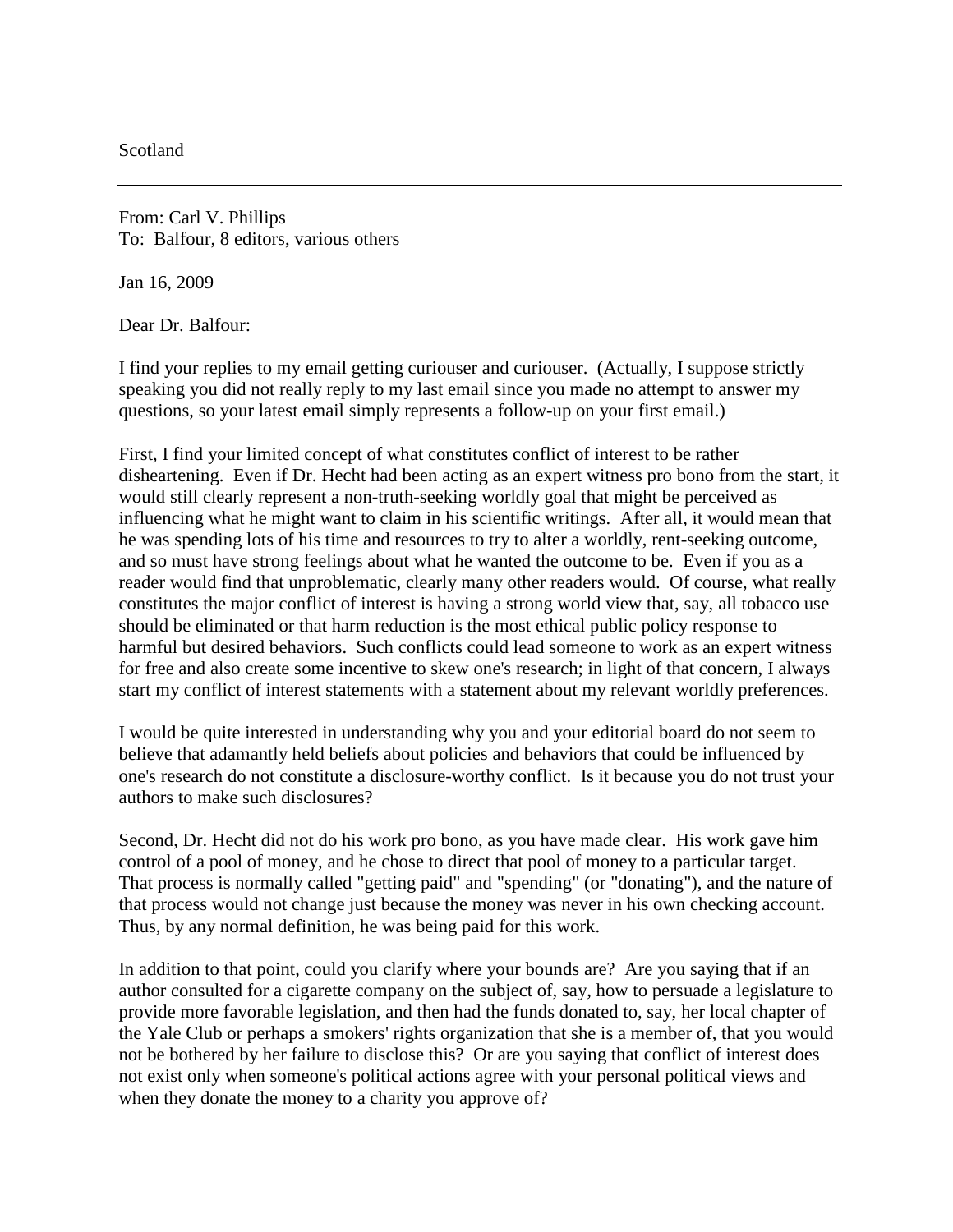Scotland

---

From: Carl V. Phillips
To: Balfour, 8 editors, various others

Jan 16, 2009

Dear Dr. Balfour:

I find your replies to my email getting curiouser and curiouser. (Actually, I suppose strictly speaking you did not really reply to my last email since you made no attempt to answer my questions, so your latest email simply represents a follow-up on your first email.)

First, I find your limited concept of what constitutes conflict of interest to be rather disheartening. Even if Dr. Hecht had been acting as an expert witness pro bono from the start, it would still clearly represent a non-truth-seeking worldly goal that might be perceived as influencing what he might want to claim in his scientific writings. After all, it would mean that he was spending lots of his time and resources to try to alter a worldly, rent-seeking outcome, and so must have strong feelings about what he wanted the outcome to be. Even if you as a reader would find that unproblematic, clearly many other readers would. Of course, what really constitutes the major conflict of interest is having a strong world view that, say, all tobacco use should be eliminated or that harm reduction is the most ethical public policy response to harmful but desired behaviors. Such conflicts could lead someone to work as an expert witness for free and also create some incentive to skew one's research; in light of that concern, I always start my conflict of interest statements with a statement about my relevant worldly preferences.

I would be quite interested in understanding why you and your editorial board do not seem to believe that adamantly held beliefs about policies and behaviors that could be influenced by one's research do not constitute a disclosure-worthy conflict. Is it because you do not trust your authors to make such disclosures?

Second, Dr. Hecht did not do his work pro bono, as you have made clear. His work gave him control of a pool of money, and he chose to direct that pool of money to a particular target. That process is normally called "getting paid" and "spending" (or "donating"), and the nature of that process would not change just because the money was never in his own checking account. Thus, by any normal definition, he was being paid for this work.

In addition to that point, could you clarify where your bounds are? Are you saying that if an author consulted for a cigarette company on the subject of, say, how to persuade a legislature to provide more favorable legislation, and then had the funds donated to, say, her local chapter of the Yale Club or perhaps a smokers' rights organization that she is a member of, that you would not be bothered by her failure to disclose this? Or are you saying that conflict of interest does not exist only when someone's political actions agree with your personal political views and when they donate the money to a charity you approve of?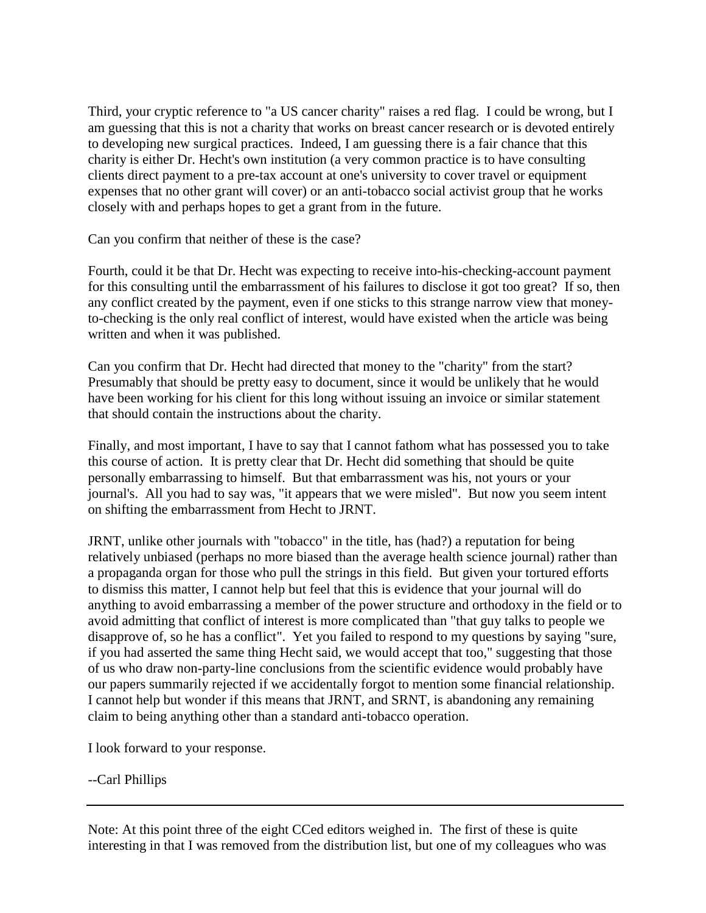Third, your cryptic reference to "a US cancer charity" raises a red flag. I could be wrong, but I am guessing that this is not a charity that works on breast cancer research or is devoted entirely to developing new surgical practices. Indeed, I am guessing there is a fair chance that this charity is either Dr. Hecht's own institution (a very common practice is to have consulting clients direct payment to a pre-tax account at one's university to cover travel or equipment expenses that no other grant will cover) or an anti-tobacco social activist group that he works closely with and perhaps hopes to get a grant from in the future.

Can you confirm that neither of these is the case?

Fourth, could it be that Dr. Hecht was expecting to receive into-his-checking-account payment for this consulting until the embarrassment of his failures to disclose it got too great? If so, then any conflict created by the payment, even if one sticks to this strange narrow view that money-to-checking is the only real conflict of interest, would have existed when the article was being written and when it was published.

Can you confirm that Dr. Hecht had directed that money to the "charity" from the start? Presumably that should be pretty easy to document, since it would be unlikely that he would have been working for his client for this long without issuing an invoice or similar statement that should contain the instructions about the charity.

Finally, and most important, I have to say that I cannot fathom what has possessed you to take this course of action. It is pretty clear that Dr. Hecht did something that should be quite personally embarrassing to himself. But that embarrassment was his, not yours or your journal's. All you had to say was, "it appears that we were misled". But now you seem intent on shifting the embarrassment from Hecht to JRNT.

JRNT, unlike other journals with "tobacco" in the title, has (had?) a reputation for being relatively unbiased (perhaps no more biased than the average health science journal) rather than a propaganda organ for those who pull the strings in this field. But given your tortured efforts to dismiss this matter, I cannot help but feel that this is evidence that your journal will do anything to avoid embarrassing a member of the power structure and orthodoxy in the field or to avoid admitting that conflict of interest is more complicated than "that guy talks to people we disapprove of, so he has a conflict". Yet you failed to respond to my questions by saying "sure, if you had asserted the same thing Hecht said, we would accept that too," suggesting that those of us who draw non-party-line conclusions from the scientific evidence would probably have our papers summarily rejected if we accidentally forgot to mention some financial relationship. I cannot help but wonder if this means that JRNT, and SRNT, is abandoning any remaining claim to being anything other than a standard anti-tobacco operation.

I look forward to your response.

--Carl Phillips

---

Note: At this point three of the eight CCed editors weighed in. The first of these is quite interesting in that I was removed from the distribution list, but one of my colleagues who was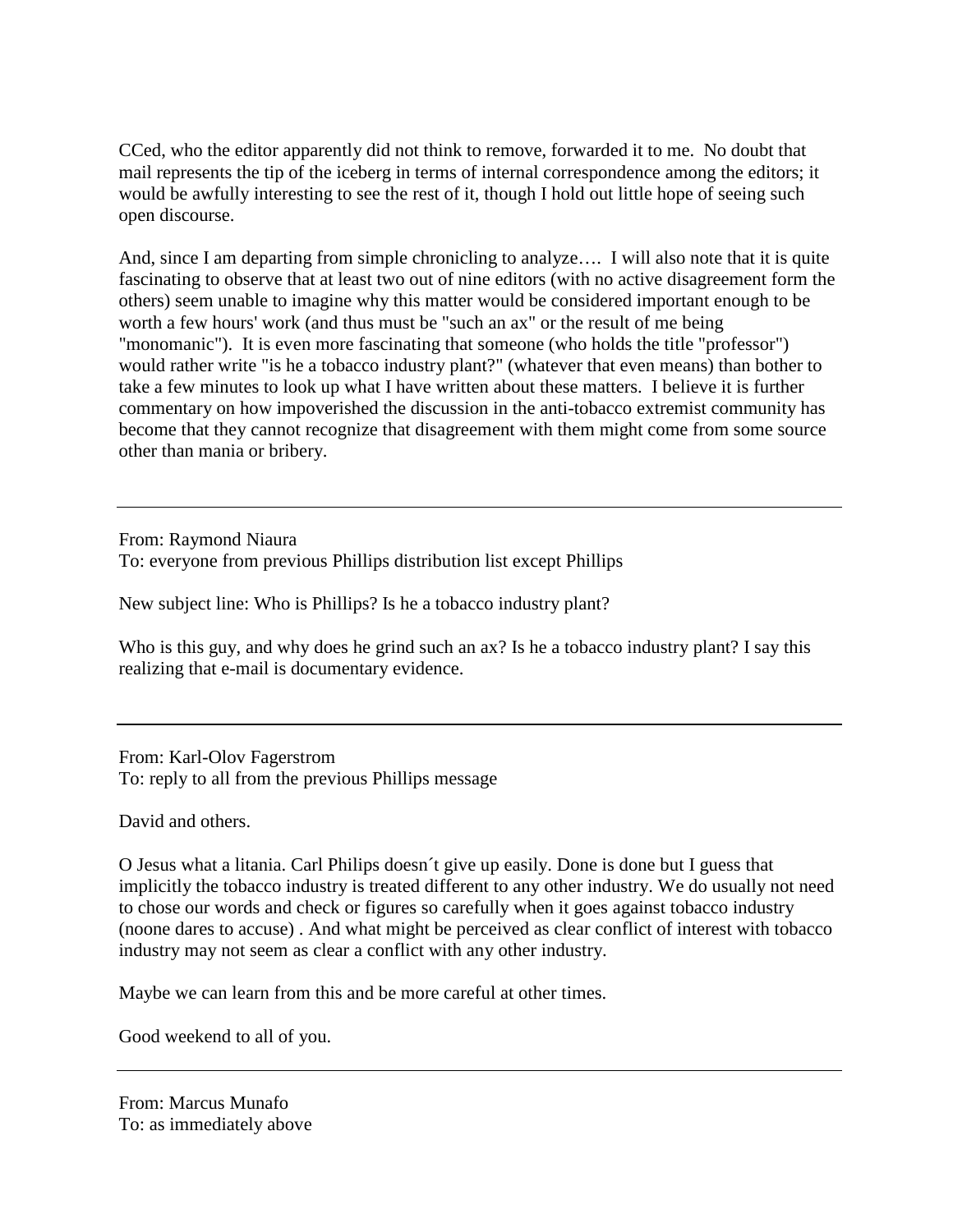CCed, who the editor apparently did not think to remove, forwarded it to me. No doubt that mail represents the tip of the iceberg in terms of internal correspondence among the editors; it would be awfully interesting to see the rest of it, though I hold out little hope of seeing such open discourse.

And, since I am departing from simple chronicling to analyze…. I will also note that it is quite fascinating to observe that at least two out of nine editors (with no active disagreement form the others) seem unable to imagine why this matter would be considered important enough to be worth a few hours' work (and thus must be "such an ax" or the result of me being "monomanic"). It is even more fascinating that someone (who holds the title "professor") would rather write "is he a tobacco industry plant?" (whatever that even means) than bother to take a few minutes to look up what I have written about these matters. I believe it is further commentary on how impoverished the discussion in the anti-tobacco extremist community has become that they cannot recognize that disagreement with them might come from some source other than mania or bribery.

---

From: Raymond Niaura
To: everyone from previous Phillips distribution list except Phillips

New subject line: Who is Phillips? Is he a tobacco industry plant?

Who is this guy, and why does he grind such an ax? Is he a tobacco industry plant? I say this realizing that e-mail is documentary evidence.

---

From: Karl-Olov Fagerstrom
To: reply to all from the previous Phillips message

David and others.

O Jesus what a litania. Carl Philips doesn´t give up easily. Done is done but I guess that implicitly the tobacco industry is treated different to any other industry. We do usually not need to chose our words and check or figures so carefully when it goes against tobacco industry (noone dares to accuse) . And what might be perceived as clear conflict of interest with tobacco industry may not seem as clear a conflict with any other industry.

Maybe we can learn from this and be more careful at other times.

Good weekend to all of you.

---

From: Marcus Munafo
To: as immediately above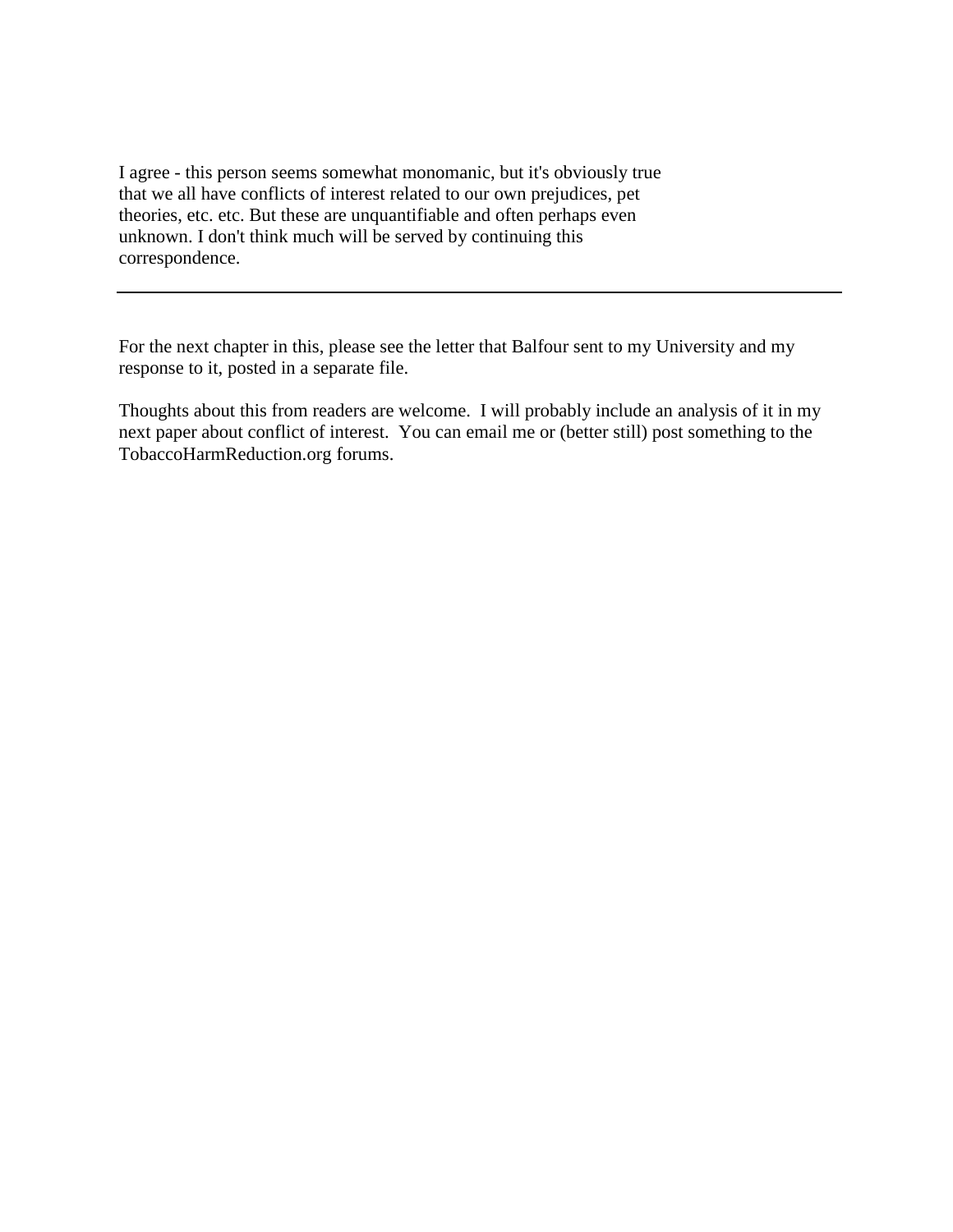I agree - this person seems somewhat monomanic, but it's obviously true that we all have conflicts of interest related to our own prejudices, pet theories, etc. etc. But these are unquantifiable and often perhaps even unknown. I don't think much will be served by continuing this correspondence.

---

For the next chapter in this, please see the letter that Balfour sent to my University and my response to it, posted in a separate file.

Thoughts about this from readers are welcome. I will probably include an analysis of it in my next paper about conflict of interest. You can email me or (better still) post something to the TobaccoHarmReduction.org forums.